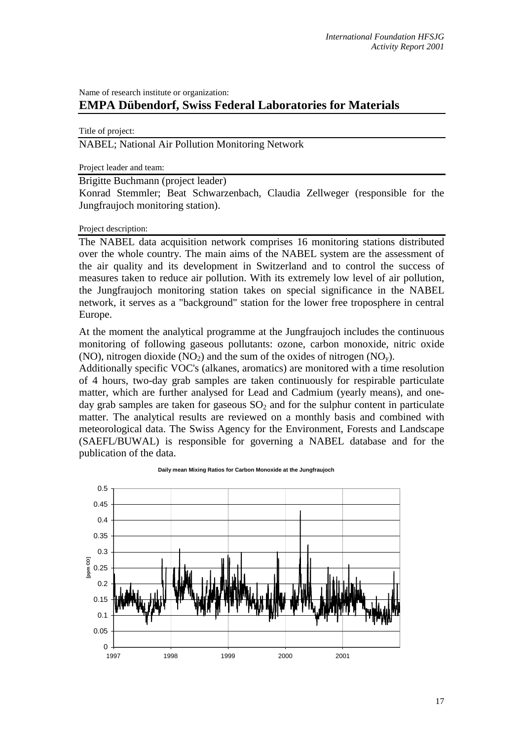Name of research institute or organization:

# EMPA Dübendorf, Swiss Federal Laboratories for Materials

Title of project:

NABEL; National Air Pollution Monitoring Network

Project leader and team:

Brigitte Buchmann (project leader)
Konrad Stemmler; Beat Schwarzenbach, Claudia Zellweger (responsible for the Jungfraujoch monitoring station).

Project description:

The NABEL data acquisition network comprises 16 monitoring stations distributed over the whole country. The main aims of the NABEL system are the assessment of the air quality and its development in Switzerland and to control the success of measures taken to reduce air pollution. With its extremely low level of air pollution, the Jungfraujoch monitoring station takes on special significance in the NABEL network, it serves as a "background" station for the lower free troposphere in central Europe.

At the moment the analytical programme at the Jungfraujoch includes the continuous monitoring of following gaseous pollutants: ozone, carbon monoxide, nitric oxide (NO), nitrogen dioxide ($NO_2$) and the sum of the oxides of nitrogen ($NO_y$).
Additionally specific VOC's (alkanes, aromatics) are monitored with a time resolution of 4 hours, two-day grab samples are taken continuously for respirable particulate matter, which are further analysed for Lead and Cadmium (yearly means), and one-day grab samples are taken for gaseous $SO_2$ and for the sulphur content in particulate matter. The analytical results are reviewed on a monthly basis and combined with meteorological data. The Swiss Agency for the Environment, Forests and Landscape (SAEFL/BUWAL) is responsible for governing a NABEL database and for the publication of the data.

Daily mean Mixing Ratios for Carbon Monoxide at the Jungfraujoch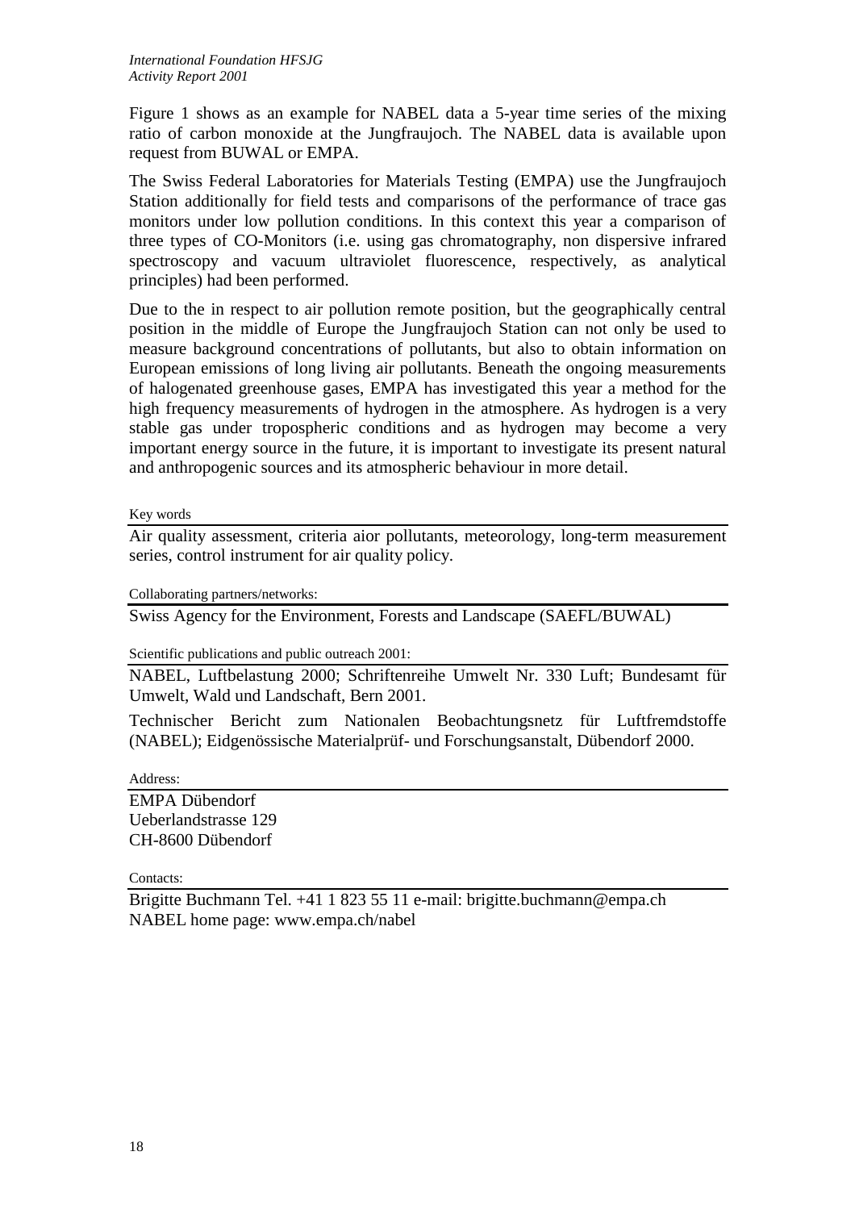Figure 1 shows as an example for NABEL data a 5-year time series of the mixing ratio of carbon monoxide at the Jungfraujoch. The NABEL data is available upon request from BUWAL or EMPA.

The Swiss Federal Laboratories for Materials Testing (EMPA) use the Jungfraujoch Station additionally for field tests and comparisons of the performance of trace gas monitors under low pollution conditions. In this context this year a comparison of three types of CO-Monitors (i.e. using gas chromatography, non dispersive infrared spectroscopy and vacuum ultraviolet fluorescence, respectively, as analytical principles) had been performed.

Due to the in respect to air pollution remote position, but the geographically central position in the middle of Europe the Jungfraujoch Station can not only be used to measure background concentrations of pollutants, but also to obtain information on European emissions of long living air pollutants. Beneath the ongoing measurements of halogenated greenhouse gases, EMPA has investigated this year a method for the high frequency measurements of hydrogen in the atmosphere. As hydrogen is a very stable gas under tropospheric conditions and as hydrogen may become a very important energy source in the future, it is important to investigate its present natural and anthropogenic sources and its atmospheric behaviour in more detail.

Key words

Air quality assessment, criteria aior pollutants, meteorology, long-term measurement series, control instrument for air quality policy.

Collaborating partners/networks:

Swiss Agency for the Environment, Forests and Landscape (SAEFL/BUWAL)

Scientific publications and public outreach 2001:

NABEL, Luftbelastung 2000; Schriftenreihe Umwelt Nr. 330 Luft; Bundesamt für Umwelt, Wald und Landschaft, Bern 2001.

Technischer Bericht zum Nationalen Beobachtungsnetz für Luftfremdstoffe (NABEL); Eidgenössische Materialprüf- und Forschungsanstalt, Dübendorf 2000.

Address:

EMPA Dübendorf
Ueberlandstrasse 129
CH-8600 Dübendorf

Contacts:

Brigitte Buchmann Tel. +41 1 823 55 11 e-mail: brigitte.buchmann@empa.ch
NABEL home page: www.empa.ch/nabel